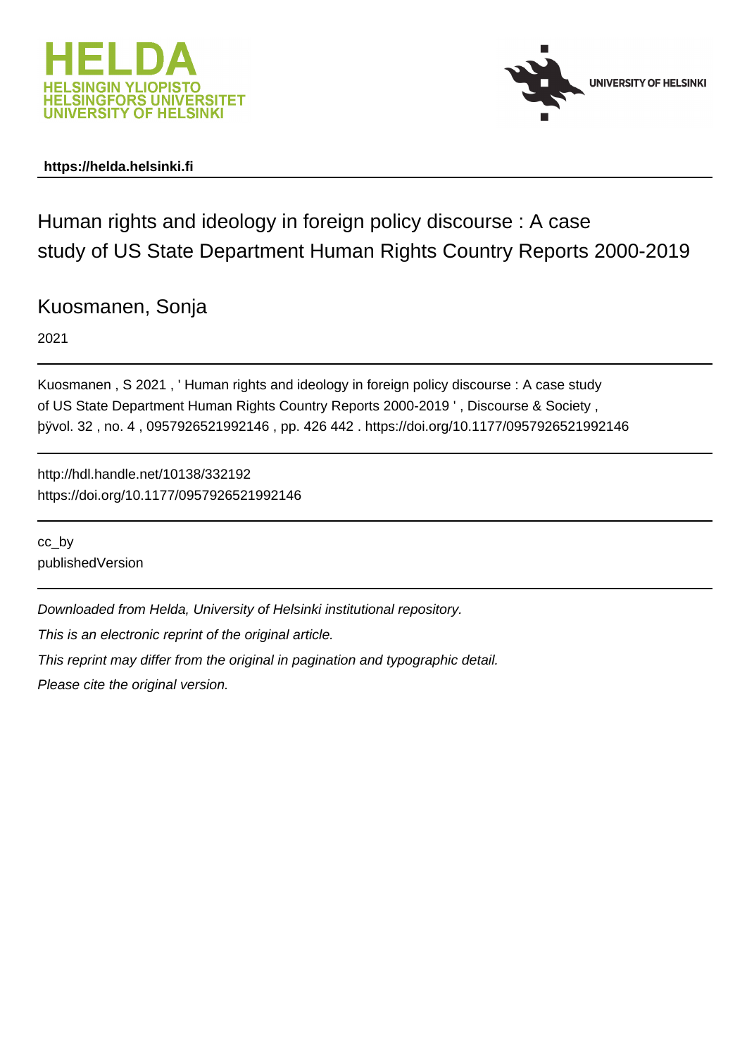**https://helda.helsinki.fi**

# Human rights and ideology in foreign policy discourse : A case study of US State Department Human Rights Country Reports 2000-2019

Kuosmanen, Sonja

2021

Kuosmanen , S 2021 , ' Human rights and ideology in foreign policy discourse : A case study of US State Department Human Rights Country Reports 2000-2019 ' , Discourse & Society , þÿvol. 32 , no. 4 , 0957926521992146 , pp. 426 442 . https://doi.org/10.1177/0957926521992146

http://hdl.handle.net/10138/332192
https://doi.org/10.1177/0957926521992146

cc_by
publishedVersion

*Downloaded from Helda, University of Helsinki institutional repository.*

*This is an electronic reprint of the original article.*

*This reprint may differ from the original in pagination and typographic detail.*

*Please cite the original version.*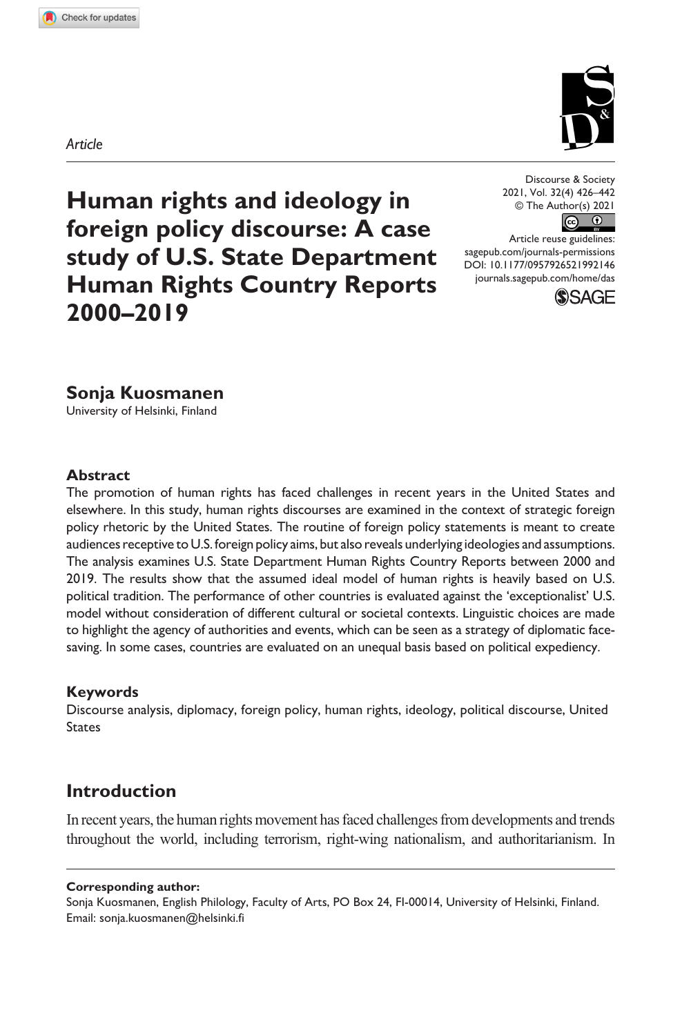*Article*

# Human rights and ideology in foreign policy discourse: A case study of U.S. State Department Human Rights Country Reports 2000–2019

Discourse & Society
2021, Vol. 32(4) 426–442
© The Author(s) 2021
Article reuse guidelines:
sagepub.com/journals-permissions
DOI: 10.1177/0957926521992146
journals.sagepub.com/home/das

**Sonja Kuosmanen**
University of Helsinki, Finland

## Abstract

The promotion of human rights has faced challenges in recent years in the United States and elsewhere. In this study, human rights discourses are examined in the context of strategic foreign policy rhetoric by the United States. The routine of foreign policy statements is meant to create audiences receptive to U.S. foreign policy aims, but also reveals underlying ideologies and assumptions. The analysis examines U.S. State Department Human Rights Country Reports between 2000 and 2019. The results show that the assumed ideal model of human rights is heavily based on U.S. political tradition. The performance of other countries is evaluated against the 'exceptionalist' U.S. model without consideration of different cultural or societal contexts. Linguistic choices are made to highlight the agency of authorities and events, which can be seen as a strategy of diplomatic face-saving. In some cases, countries are evaluated on an unequal basis based on political expediency.

## Keywords

Discourse analysis, diplomacy, foreign policy, human rights, ideology, political discourse, United States

## Introduction

In recent years, the human rights movement has faced challenges from developments and trends throughout the world, including terrorism, right-wing nationalism, and authoritarianism. In

**Corresponding author:**
Sonja Kuosmanen, English Philology, Faculty of Arts, PO Box 24, FI-00014, University of Helsinki, Finland.
Email: sonja.kuosmanen@helsinki.fi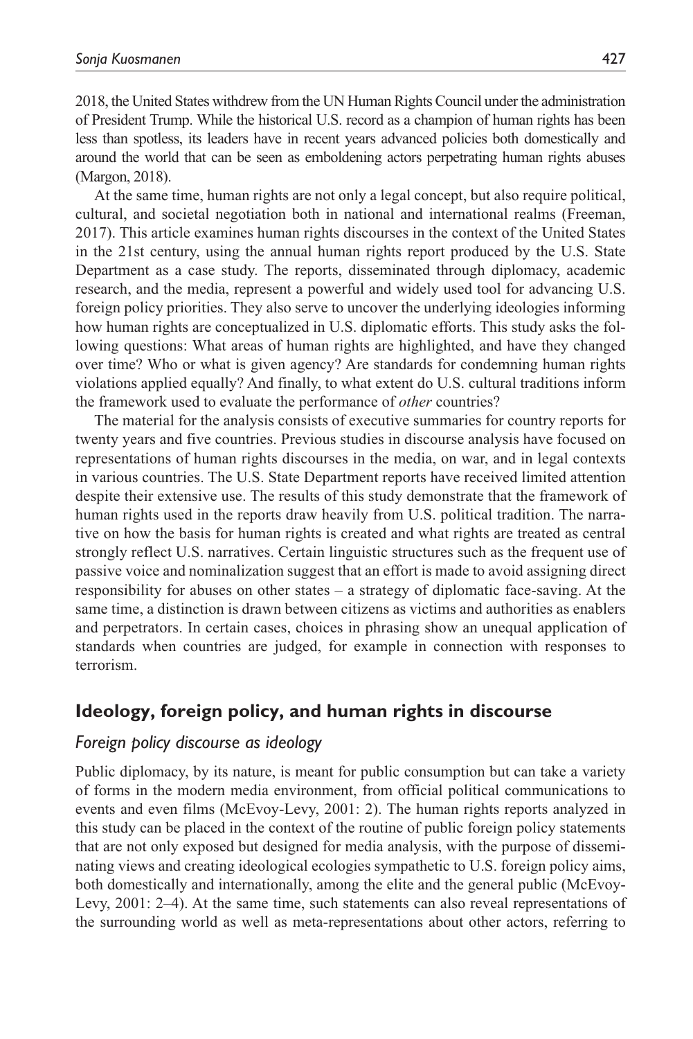2018, the United States withdrew from the UN Human Rights Council under the administration of President Trump. While the historical U.S. record as a champion of human rights has been less than spotless, its leaders have in recent years advanced policies both domestically and around the world that can be seen as emboldening actors perpetrating human rights abuses (Margon, 2018).

At the same time, human rights are not only a legal concept, but also require political, cultural, and societal negotiation both in national and international realms (Freeman, 2017). This article examines human rights discourses in the context of the United States in the 21st century, using the annual human rights report produced by the U.S. State Department as a case study. The reports, disseminated through diplomacy, academic research, and the media, represent a powerful and widely used tool for advancing U.S. foreign policy priorities. They also serve to uncover the underlying ideologies informing how human rights are conceptualized in U.S. diplomatic efforts. This study asks the following questions: What areas of human rights are highlighted, and have they changed over time? Who or what is given agency? Are standards for condemning human rights violations applied equally? And finally, to what extent do U.S. cultural traditions inform the framework used to evaluate the performance of *other* countries?

The material for the analysis consists of executive summaries for country reports for twenty years and five countries. Previous studies in discourse analysis have focused on representations of human rights discourses in the media, on war, and in legal contexts in various countries. The U.S. State Department reports have received limited attention despite their extensive use. The results of this study demonstrate that the framework of human rights used in the reports draw heavily from U.S. political tradition. The narrative on how the basis for human rights is created and what rights are treated as central strongly reflect U.S. narratives. Certain linguistic structures such as the frequent use of passive voice and nominalization suggest that an effort is made to avoid assigning direct responsibility for abuses on other states – a strategy of diplomatic face-saving. At the same time, a distinction is drawn between citizens as victims and authorities as enablers and perpetrators. In certain cases, choices in phrasing show an unequal application of standards when countries are judged, for example in connection with responses to terrorism.

## Ideology, foreign policy, and human rights in discourse

### *Foreign policy discourse as ideology*

Public diplomacy, by its nature, is meant for public consumption but can take a variety of forms in the modern media environment, from official political communications to events and even films (McEvoy-Levy, 2001: 2). The human rights reports analyzed in this study can be placed in the context of the routine of public foreign policy statements that are not only exposed but designed for media analysis, with the purpose of disseminating views and creating ideological ecologies sympathetic to U.S. foreign policy aims, both domestically and internationally, among the elite and the general public (McEvoy-Levy, 2001: 2–4). At the same time, such statements can also reveal representations of the surrounding world as well as meta-representations about other actors, referring to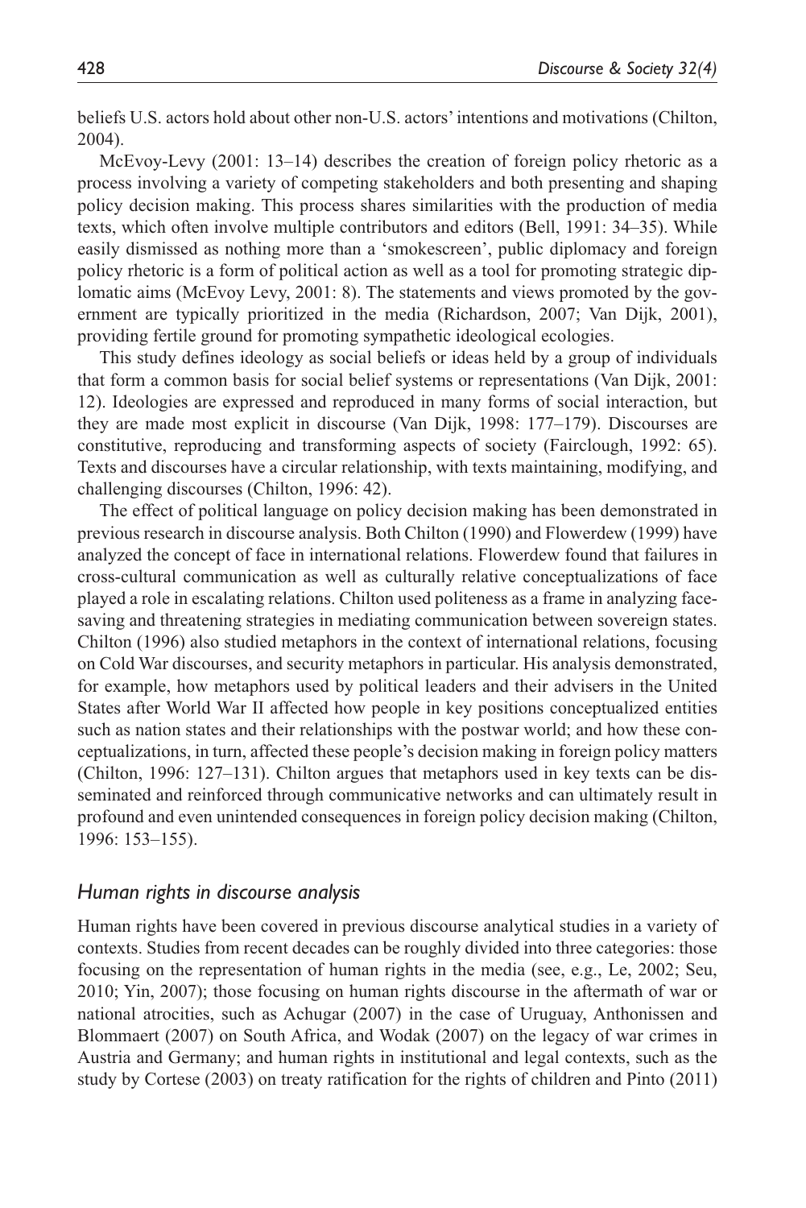beliefs U.S. actors hold about other non-U.S. actors' intentions and motivations (Chilton, 2004).

McEvoy-Levy (2001: 13–14) describes the creation of foreign policy rhetoric as a process involving a variety of competing stakeholders and both presenting and shaping policy decision making. This process shares similarities with the production of media texts, which often involve multiple contributors and editors (Bell, 1991: 34–35). While easily dismissed as nothing more than a 'smokescreen', public diplomacy and foreign policy rhetoric is a form of political action as well as a tool for promoting strategic diplomatic aims (McEvoy Levy, 2001: 8). The statements and views promoted by the government are typically prioritized in the media (Richardson, 2007; Van Dijk, 2001), providing fertile ground for promoting sympathetic ideological ecologies.

This study defines ideology as social beliefs or ideas held by a group of individuals that form a common basis for social belief systems or representations (Van Dijk, 2001: 12). Ideologies are expressed and reproduced in many forms of social interaction, but they are made most explicit in discourse (Van Dijk, 1998: 177–179). Discourses are constitutive, reproducing and transforming aspects of society (Fairclough, 1992: 65). Texts and discourses have a circular relationship, with texts maintaining, modifying, and challenging discourses (Chilton, 1996: 42).

The effect of political language on policy decision making has been demonstrated in previous research in discourse analysis. Both Chilton (1990) and Flowerdew (1999) have analyzed the concept of face in international relations. Flowerdew found that failures in cross-cultural communication as well as culturally relative conceptualizations of face played a role in escalating relations. Chilton used politeness as a frame in analyzing face-saving and threatening strategies in mediating communication between sovereign states. Chilton (1996) also studied metaphors in the context of international relations, focusing on Cold War discourses, and security metaphors in particular. His analysis demonstrated, for example, how metaphors used by political leaders and their advisers in the United States after World War II affected how people in key positions conceptualized entities such as nation states and their relationships with the postwar world; and how these conceptualizations, in turn, affected these people's decision making in foreign policy matters (Chilton, 1996: 127–131). Chilton argues that metaphors used in key texts can be disseminated and reinforced through communicative networks and can ultimately result in profound and even unintended consequences in foreign policy decision making (Chilton, 1996: 153–155).

### *Human rights in discourse analysis*

Human rights have been covered in previous discourse analytical studies in a variety of contexts. Studies from recent decades can be roughly divided into three categories: those focusing on the representation of human rights in the media (see, e.g., Le, 2002; Seu, 2010; Yin, 2007); those focusing on human rights discourse in the aftermath of war or national atrocities, such as Achugar (2007) in the case of Uruguay, Anthonissen and Blommaert (2007) on South Africa, and Wodak (2007) on the legacy of war crimes in Austria and Germany; and human rights in institutional and legal contexts, such as the study by Cortese (2003) on treaty ratification for the rights of children and Pinto (2011)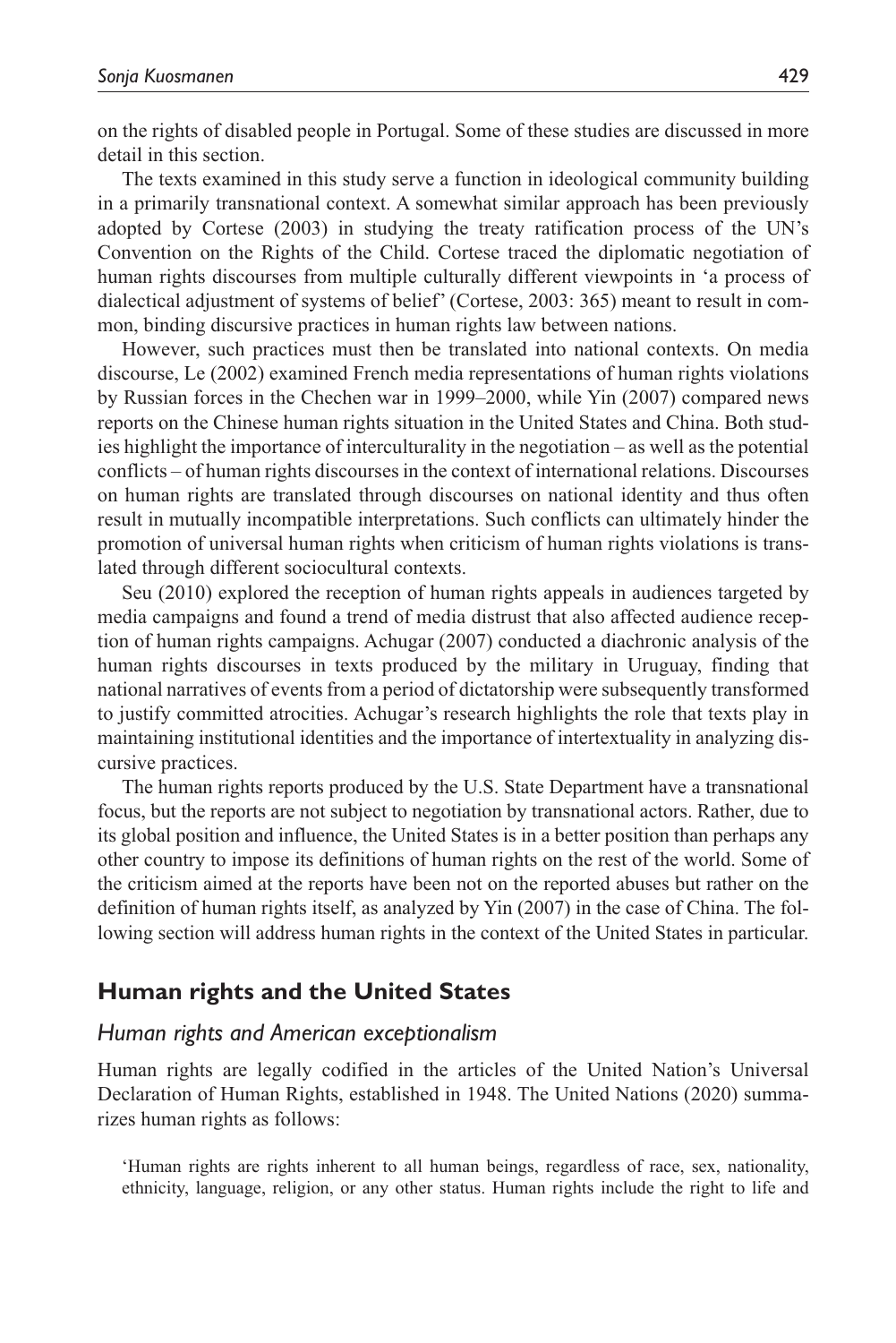on the rights of disabled people in Portugal. Some of these studies are discussed in more detail in this section.

The texts examined in this study serve a function in ideological community building in a primarily transnational context. A somewhat similar approach has been previously adopted by Cortese (2003) in studying the treaty ratification process of the UN's Convention on the Rights of the Child. Cortese traced the diplomatic negotiation of human rights discourses from multiple culturally different viewpoints in 'a process of dialectical adjustment of systems of belief' (Cortese, 2003: 365) meant to result in common, binding discursive practices in human rights law between nations.

However, such practices must then be translated into national contexts. On media discourse, Le (2002) examined French media representations of human rights violations by Russian forces in the Chechen war in 1999–2000, while Yin (2007) compared news reports on the Chinese human rights situation in the United States and China. Both studies highlight the importance of interculturality in the negotiation – as well as the potential conflicts – of human rights discourses in the context of international relations. Discourses on human rights are translated through discourses on national identity and thus often result in mutually incompatible interpretations. Such conflicts can ultimately hinder the promotion of universal human rights when criticism of human rights violations is translated through different sociocultural contexts.

Seu (2010) explored the reception of human rights appeals in audiences targeted by media campaigns and found a trend of media distrust that also affected audience reception of human rights campaigns. Achugar (2007) conducted a diachronic analysis of the human rights discourses in texts produced by the military in Uruguay, finding that national narratives of events from a period of dictatorship were subsequently transformed to justify committed atrocities. Achugar's research highlights the role that texts play in maintaining institutional identities and the importance of intertextuality in analyzing discursive practices.

The human rights reports produced by the U.S. State Department have a transnational focus, but the reports are not subject to negotiation by transnational actors. Rather, due to its global position and influence, the United States is in a better position than perhaps any other country to impose its definitions of human rights on the rest of the world. Some of the criticism aimed at the reports have been not on the reported abuses but rather on the definition of human rights itself, as analyzed by Yin (2007) in the case of China. The following section will address human rights in the context of the United States in particular.

## Human rights and the United States

### *Human rights and American exceptionalism*

Human rights are legally codified in the articles of the United Nation's Universal Declaration of Human Rights, established in 1948. The United Nations (2020) summarizes human rights as follows:

> 'Human rights are rights inherent to all human beings, regardless of race, sex, nationality, ethnicity, language, religion, or any other status. Human rights include the right to life and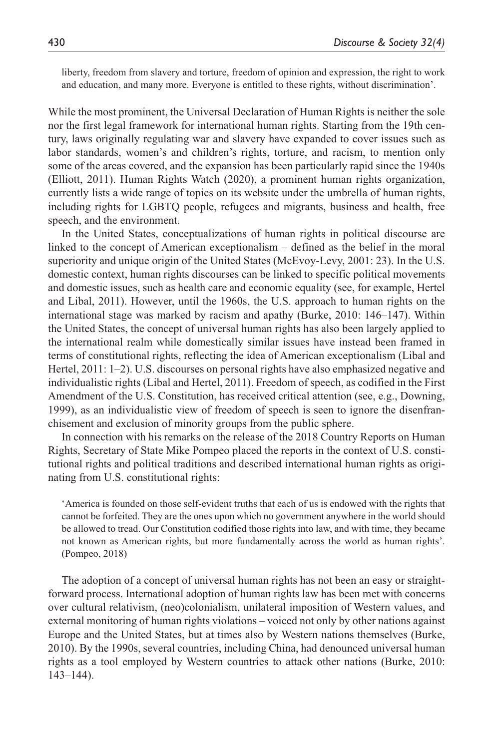liberty, freedom from slavery and torture, freedom of opinion and expression, the right to work and education, and many more. Everyone is entitled to these rights, without discrimination'.

While the most prominent, the Universal Declaration of Human Rights is neither the sole nor the first legal framework for international human rights. Starting from the 19th century, laws originally regulating war and slavery have expanded to cover issues such as labor standards, women's and children's rights, torture, and racism, to mention only some of the areas covered, and the expansion has been particularly rapid since the 1940s (Elliott, 2011). Human Rights Watch (2020), a prominent human rights organization, currently lists a wide range of topics on its website under the umbrella of human rights, including rights for LGBTQ people, refugees and migrants, business and health, free speech, and the environment.

In the United States, conceptualizations of human rights in political discourse are linked to the concept of American exceptionalism – defined as the belief in the moral superiority and unique origin of the United States (McEvoy-Levy, 2001: 23). In the U.S. domestic context, human rights discourses can be linked to specific political movements and domestic issues, such as health care and economic equality (see, for example, Hertel and Libal, 2011). However, until the 1960s, the U.S. approach to human rights on the international stage was marked by racism and apathy (Burke, 2010: 146–147). Within the United States, the concept of universal human rights has also been largely applied to the international realm while domestically similar issues have instead been framed in terms of constitutional rights, reflecting the idea of American exceptionalism (Libal and Hertel, 2011: 1–2). U.S. discourses on personal rights have also emphasized negative and individualistic rights (Libal and Hertel, 2011). Freedom of speech, as codified in the First Amendment of the U.S. Constitution, has received critical attention (see, e.g., Downing, 1999), as an individualistic view of freedom of speech is seen to ignore the disenfranchisement and exclusion of minority groups from the public sphere.

In connection with his remarks on the release of the 2018 Country Reports on Human Rights, Secretary of State Mike Pompeo placed the reports in the context of U.S. constitutional rights and political traditions and described international human rights as originating from U.S. constitutional rights:

> 'America is founded on those self-evident truths that each of us is endowed with the rights that cannot be forfeited. They are the ones upon which no government anywhere in the world should be allowed to tread. Our Constitution codified those rights into law, and with time, they became not known as American rights, but more fundamentally across the world as human rights'. (Pompeo, 2018)

The adoption of a concept of universal human rights has not been an easy or straightforward process. International adoption of human rights law has been met with concerns over cultural relativism, (neo)colonialism, unilateral imposition of Western values, and external monitoring of human rights violations – voiced not only by other nations against Europe and the United States, but at times also by Western nations themselves (Burke, 2010). By the 1990s, several countries, including China, had denounced universal human rights as a tool employed by Western countries to attack other nations (Burke, 2010: 143–144).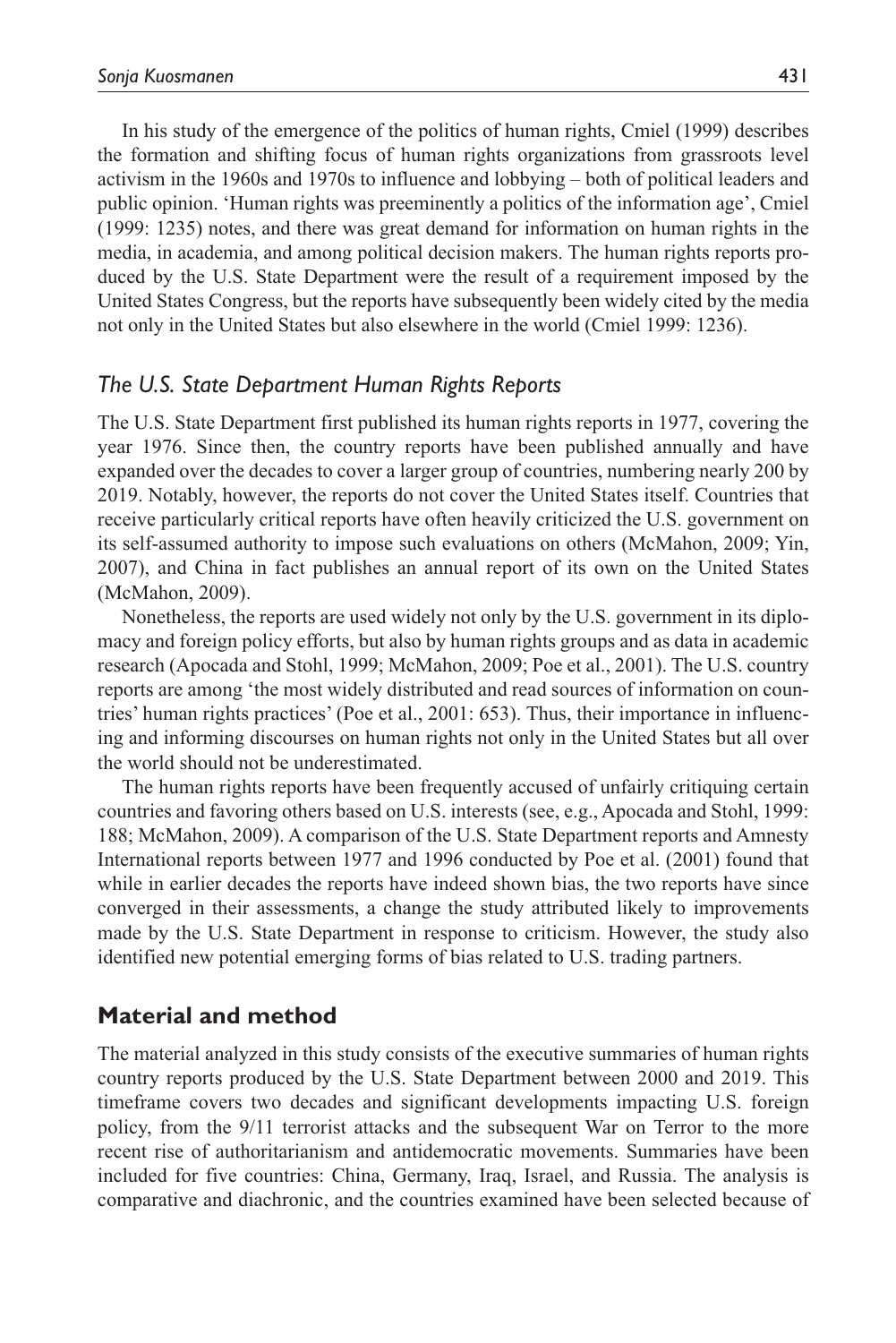In his study of the emergence of the politics of human rights, Cmiel (1999) describes the formation and shifting focus of human rights organizations from grassroots level activism in the 1960s and 1970s to influence and lobbying – both of political leaders and public opinion. 'Human rights was preeminently a politics of the information age', Cmiel (1999: 1235) notes, and there was great demand for information on human rights in the media, in academia, and among political decision makers. The human rights reports produced by the U.S. State Department were the result of a requirement imposed by the United States Congress, but the reports have subsequently been widely cited by the media not only in the United States but also elsewhere in the world (Cmiel 1999: 1236).

### *The U.S. State Department Human Rights Reports*

The U.S. State Department first published its human rights reports in 1977, covering the year 1976. Since then, the country reports have been published annually and have expanded over the decades to cover a larger group of countries, numbering nearly 200 by 2019. Notably, however, the reports do not cover the United States itself. Countries that receive particularly critical reports have often heavily criticized the U.S. government on its self-assumed authority to impose such evaluations on others (McMahon, 2009; Yin, 2007), and China in fact publishes an annual report of its own on the United States (McMahon, 2009).

Nonetheless, the reports are used widely not only by the U.S. government in its diplomacy and foreign policy efforts, but also by human rights groups and as data in academic research (Apocada and Stohl, 1999; McMahon, 2009; Poe et al., 2001). The U.S. country reports are among 'the most widely distributed and read sources of information on countries' human rights practices' (Poe et al., 2001: 653). Thus, their importance in influencing and informing discourses on human rights not only in the United States but all over the world should not be underestimated.

The human rights reports have been frequently accused of unfairly critiquing certain countries and favoring others based on U.S. interests (see, e.g., Apocada and Stohl, 1999: 188; McMahon, 2009). A comparison of the U.S. State Department reports and Amnesty International reports between 1977 and 1996 conducted by Poe et al. (2001) found that while in earlier decades the reports have indeed shown bias, the two reports have since converged in their assessments, a change the study attributed likely to improvements made by the U.S. State Department in response to criticism. However, the study also identified new potential emerging forms of bias related to U.S. trading partners.

## **Material and method**

The material analyzed in this study consists of the executive summaries of human rights country reports produced by the U.S. State Department between 2000 and 2019. This timeframe covers two decades and significant developments impacting U.S. foreign policy, from the 9/11 terrorist attacks and the subsequent War on Terror to the more recent rise of authoritarianism and antidemocratic movements. Summaries have been included for five countries: China, Germany, Iraq, Israel, and Russia. The analysis is comparative and diachronic, and the countries examined have been selected because of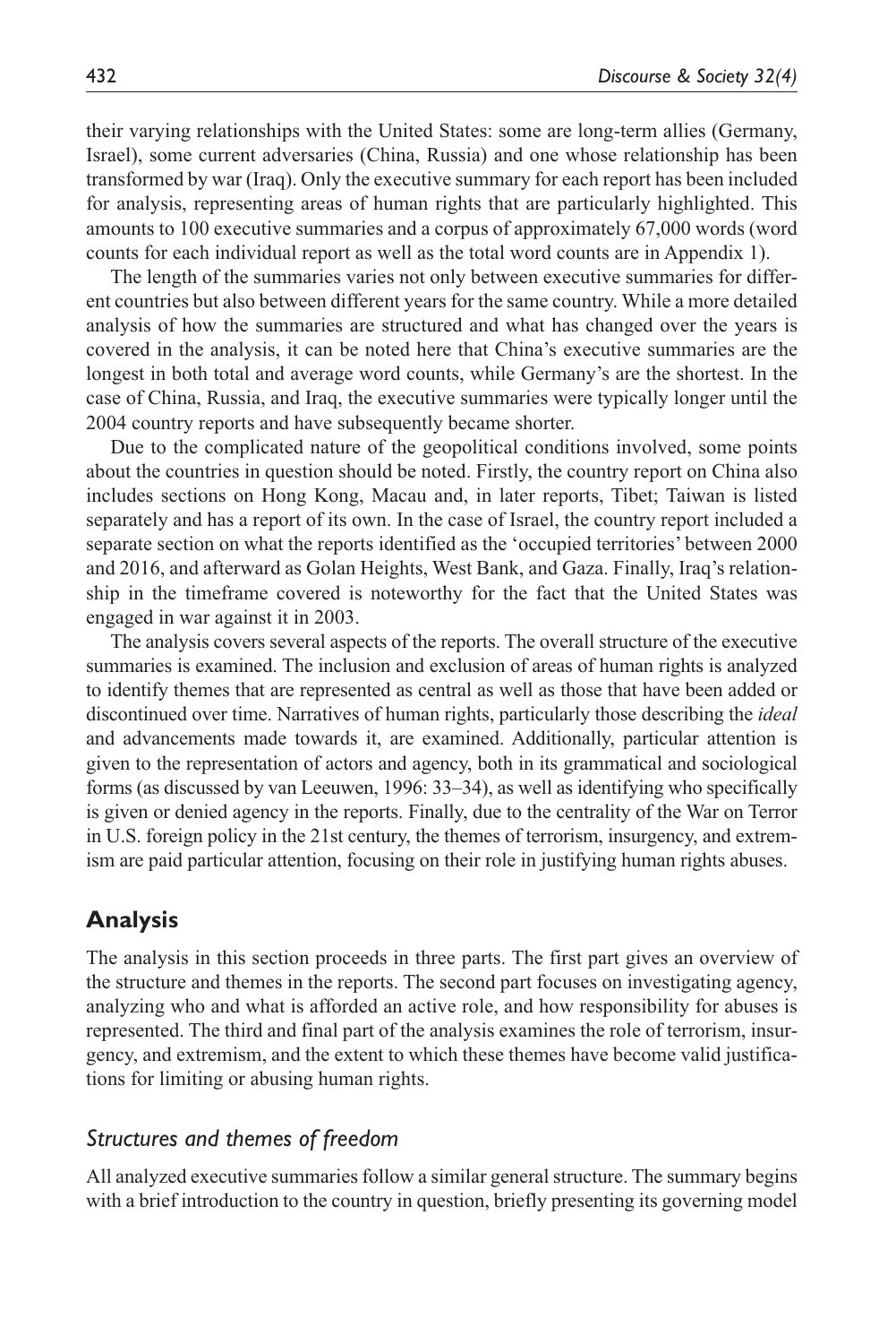their varying relationships with the United States: some are long-term allies (Germany, Israel), some current adversaries (China, Russia) and one whose relationship has been transformed by war (Iraq). Only the executive summary for each report has been included for analysis, representing areas of human rights that are particularly highlighted. This amounts to 100 executive summaries and a corpus of approximately 67,000 words (word counts for each individual report as well as the total word counts are in Appendix 1).

The length of the summaries varies not only between executive summaries for different countries but also between different years for the same country. While a more detailed analysis of how the summaries are structured and what has changed over the years is covered in the analysis, it can be noted here that China's executive summaries are the longest in both total and average word counts, while Germany's are the shortest. In the case of China, Russia, and Iraq, the executive summaries were typically longer until the 2004 country reports and have subsequently became shorter.

Due to the complicated nature of the geopolitical conditions involved, some points about the countries in question should be noted. Firstly, the country report on China also includes sections on Hong Kong, Macau and, in later reports, Tibet; Taiwan is listed separately and has a report of its own. In the case of Israel, the country report included a separate section on what the reports identified as the 'occupied territories' between 2000 and 2016, and afterward as Golan Heights, West Bank, and Gaza. Finally, Iraq's relationship in the timeframe covered is noteworthy for the fact that the United States was engaged in war against it in 2003.

The analysis covers several aspects of the reports. The overall structure of the executive summaries is examined. The inclusion and exclusion of areas of human rights is analyzed to identify themes that are represented as central as well as those that have been added or discontinued over time. Narratives of human rights, particularly those describing the *ideal* and advancements made towards it, are examined. Additionally, particular attention is given to the representation of actors and agency, both in its grammatical and sociological forms (as discussed by van Leeuwen, 1996: 33–34), as well as identifying who specifically is given or denied agency in the reports. Finally, due to the centrality of the War on Terror in U.S. foreign policy in the 21st century, the themes of terrorism, insurgency, and extremism are paid particular attention, focusing on their role in justifying human rights abuses.

## Analysis

The analysis in this section proceeds in three parts. The first part gives an overview of the structure and themes in the reports. The second part focuses on investigating agency, analyzing who and what is afforded an active role, and how responsibility for abuses is represented. The third and final part of the analysis examines the role of terrorism, insurgency, and extremism, and the extent to which these themes have become valid justifications for limiting or abusing human rights.

### *Structures and themes of freedom*

All analyzed executive summaries follow a similar general structure. The summary begins with a brief introduction to the country in question, briefly presenting its governing model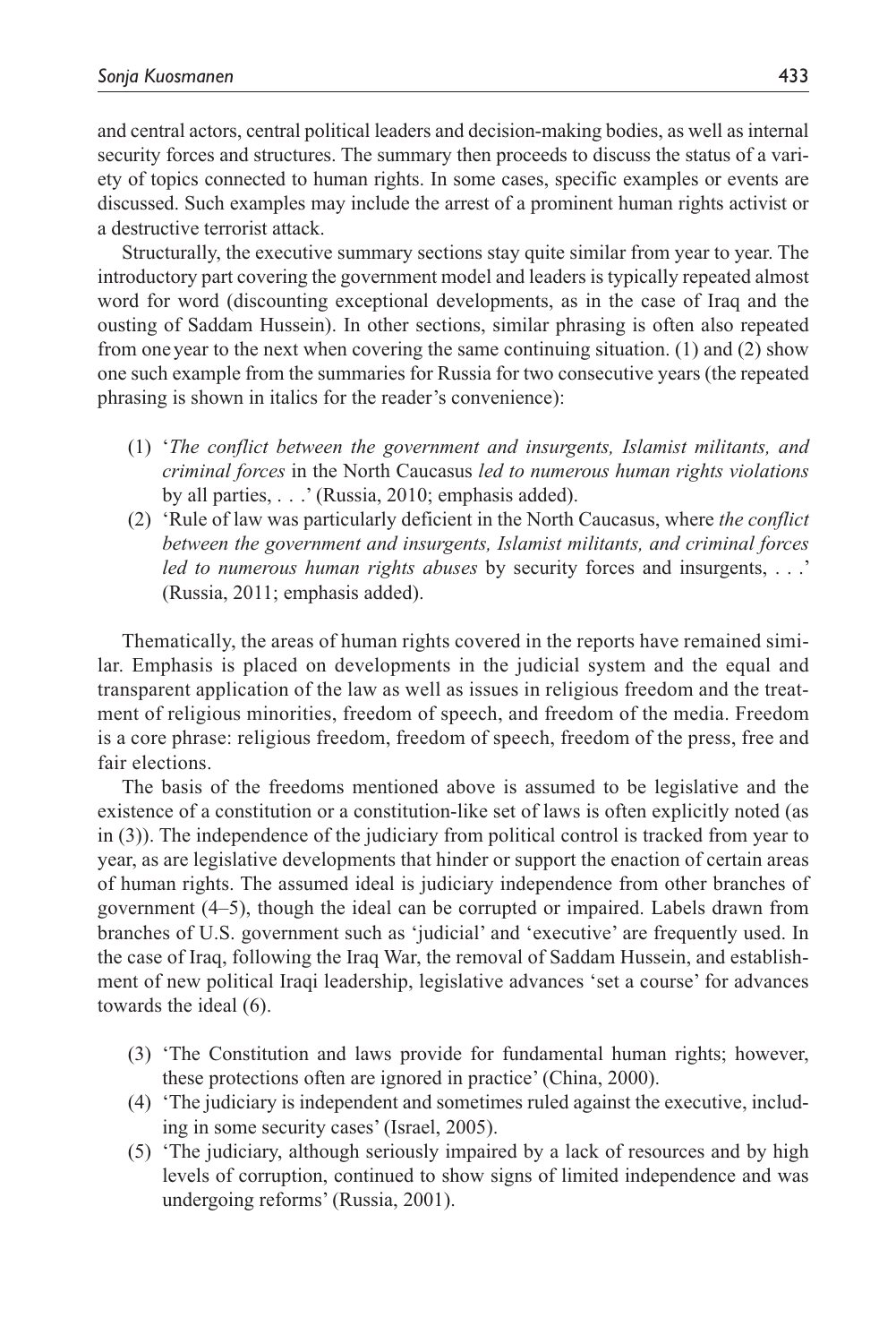and central actors, central political leaders and decision-making bodies, as well as internal security forces and structures. The summary then proceeds to discuss the status of a variety of topics connected to human rights. In some cases, specific examples or events are discussed. Such examples may include the arrest of a prominent human rights activist or a destructive terrorist attack.

Structurally, the executive summary sections stay quite similar from year to year. The introductory part covering the government model and leaders is typically repeated almost word for word (discounting exceptional developments, as in the case of Iraq and the ousting of Saddam Hussein). In other sections, similar phrasing is often also repeated from one year to the next when covering the same continuing situation. (1) and (2) show one such example from the summaries for Russia for two consecutive years (the repeated phrasing is shown in italics for the reader's convenience):

(1) '*The conflict between the government and insurgents, Islamist militants, and criminal forces* in the North Caucasus *led to numerous human rights violations* by all parties, . . .' (Russia, 2010; emphasis added).

(2) 'Rule of law was particularly deficient in the North Caucasus, where *the conflict between the government and insurgents, Islamist militants, and criminal forces led to numerous human rights abuses* by security forces and insurgents, . . .' (Russia, 2011; emphasis added).

Thematically, the areas of human rights covered in the reports have remained similar. Emphasis is placed on developments in the judicial system and the equal and transparent application of the law as well as issues in religious freedom and the treatment of religious minorities, freedom of speech, and freedom of the media. Freedom is a core phrase: religious freedom, freedom of speech, freedom of the press, free and fair elections.

The basis of the freedoms mentioned above is assumed to be legislative and the existence of a constitution or a constitution-like set of laws is often explicitly noted (as in (3)). The independence of the judiciary from political control is tracked from year to year, as are legislative developments that hinder or support the enaction of certain areas of human rights. The assumed ideal is judiciary independence from other branches of government (4–5), though the ideal can be corrupted or impaired. Labels drawn from branches of U.S. government such as 'judicial' and 'executive' are frequently used. In the case of Iraq, following the Iraq War, the removal of Saddam Hussein, and establishment of new political Iraqi leadership, legislative advances 'set a course' for advances towards the ideal (6).

(3) 'The Constitution and laws provide for fundamental human rights; however, these protections often are ignored in practice' (China, 2000).

(4) 'The judiciary is independent and sometimes ruled against the executive, including in some security cases' (Israel, 2005).

(5) 'The judiciary, although seriously impaired by a lack of resources and by high levels of corruption, continued to show signs of limited independence and was undergoing reforms' (Russia, 2001).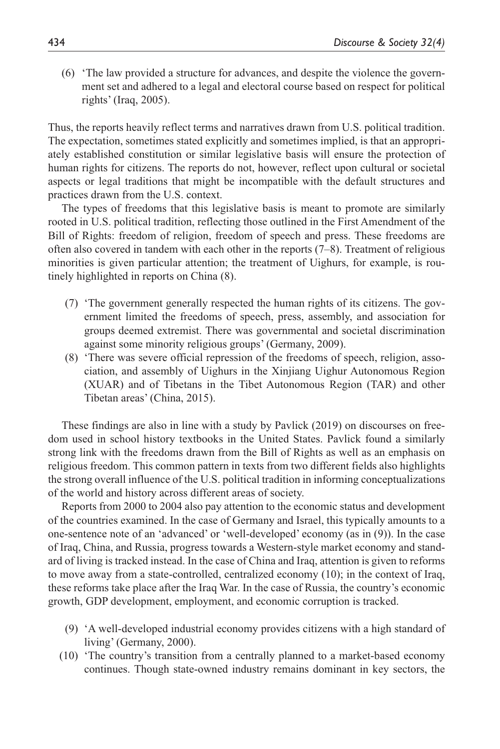(6) 'The law provided a structure for advances, and despite the violence the government set and adhered to a legal and electoral course based on respect for political rights' (Iraq, 2005).

Thus, the reports heavily reflect terms and narratives drawn from U.S. political tradition. The expectation, sometimes stated explicitly and sometimes implied, is that an appropriately established constitution or similar legislative basis will ensure the protection of human rights for citizens. The reports do not, however, reflect upon cultural or societal aspects or legal traditions that might be incompatible with the default structures and practices drawn from the U.S. context.

The types of freedoms that this legislative basis is meant to promote are similarly rooted in U.S. political tradition, reflecting those outlined in the First Amendment of the Bill of Rights: freedom of religion, freedom of speech and press. These freedoms are often also covered in tandem with each other in the reports (7–8). Treatment of religious minorities is given particular attention; the treatment of Uighurs, for example, is routinely highlighted in reports on China (8).

(7) 'The government generally respected the human rights of its citizens. The government limited the freedoms of speech, press, assembly, and association for groups deemed extremist. There was governmental and societal discrimination against some minority religious groups' (Germany, 2009).

(8) 'There was severe official repression of the freedoms of speech, religion, association, and assembly of Uighurs in the Xinjiang Uighur Autonomous Region (XUAR) and of Tibetans in the Tibet Autonomous Region (TAR) and other Tibetan areas' (China, 2015).

These findings are also in line with a study by Pavlick (2019) on discourses on freedom used in school history textbooks in the United States. Pavlick found a similarly strong link with the freedoms drawn from the Bill of Rights as well as an emphasis on religious freedom. This common pattern in texts from two different fields also highlights the strong overall influence of the U.S. political tradition in informing conceptualizations of the world and history across different areas of society.

Reports from 2000 to 2004 also pay attention to the economic status and development of the countries examined. In the case of Germany and Israel, this typically amounts to a one-sentence note of an 'advanced' or 'well-developed' economy (as in (9)). In the case of Iraq, China, and Russia, progress towards a Western-style market economy and standard of living is tracked instead. In the case of China and Iraq, attention is given to reforms to move away from a state-controlled, centralized economy (10); in the context of Iraq, these reforms take place after the Iraq War. In the case of Russia, the country's economic growth, GDP development, employment, and economic corruption is tracked.

(9) 'A well-developed industrial economy provides citizens with a high standard of living' (Germany, 2000).

(10) 'The country's transition from a centrally planned to a market-based economy continues. Though state-owned industry remains dominant in key sectors, the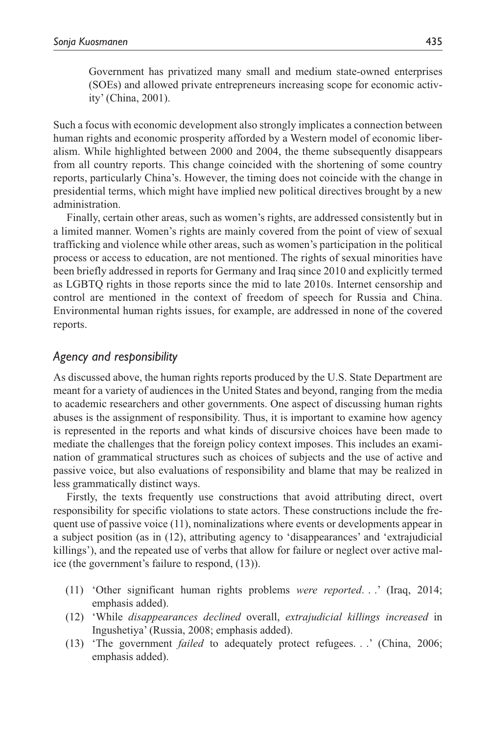Government has privatized many small and medium state-owned enterprises (SOEs) and allowed private entrepreneurs increasing scope for economic activity' (China, 2001).

Such a focus with economic development also strongly implicates a connection between human rights and economic prosperity afforded by a Western model of economic liberalism. While highlighted between 2000 and 2004, the theme subsequently disappears from all country reports. This change coincided with the shortening of some country reports, particularly China's. However, the timing does not coincide with the change in presidential terms, which might have implied new political directives brought by a new administration.

Finally, certain other areas, such as women's rights, are addressed consistently but in a limited manner. Women's rights are mainly covered from the point of view of sexual trafficking and violence while other areas, such as women's participation in the political process or access to education, are not mentioned. The rights of sexual minorities have been briefly addressed in reports for Germany and Iraq since 2010 and explicitly termed as LGBTQ rights in those reports since the mid to late 2010s. Internet censorship and control are mentioned in the context of freedom of speech for Russia and China. Environmental human rights issues, for example, are addressed in none of the covered reports.

### *Agency and responsibility*

As discussed above, the human rights reports produced by the U.S. State Department are meant for a variety of audiences in the United States and beyond, ranging from the media to academic researchers and other governments. One aspect of discussing human rights abuses is the assignment of responsibility. Thus, it is important to examine how agency is represented in the reports and what kinds of discursive choices have been made to mediate the challenges that the foreign policy context imposes. This includes an examination of grammatical structures such as choices of subjects and the use of active and passive voice, but also evaluations of responsibility and blame that may be realized in less grammatically distinct ways.

Firstly, the texts frequently use constructions that avoid attributing direct, overt responsibility for specific violations to state actors. These constructions include the frequent use of passive voice (11), nominalizations where events or developments appear in a subject position (as in (12), attributing agency to 'disappearances' and 'extrajudicial killings'), and the repeated use of verbs that allow for failure or neglect over active malice (the government's failure to respond, (13)).

(11) 'Other significant human rights problems *were reported*. . .' (Iraq, 2014; emphasis added).

(12) 'While *disappearances declined* overall, *extrajudicial killings increased* in Ingushetiya' (Russia, 2008; emphasis added).

(13) 'The government *failed* to adequately protect refugees. . .' (China, 2006; emphasis added).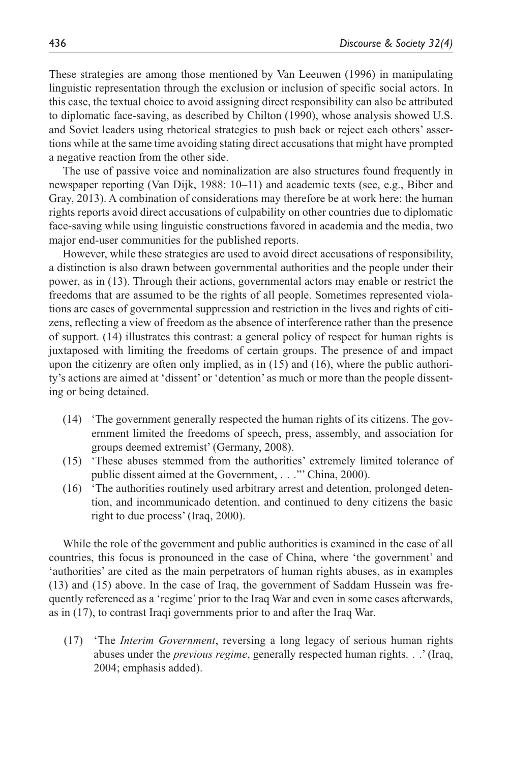These strategies are among those mentioned by Van Leeuwen (1996) in manipulating linguistic representation through the exclusion or inclusion of specific social actors. In this case, the textual choice to avoid assigning direct responsibility can also be attributed to diplomatic face-saving, as described by Chilton (1990), whose analysis showed U.S. and Soviet leaders using rhetorical strategies to push back or reject each others' assertions while at the same time avoiding stating direct accusations that might have prompted a negative reaction from the other side.

The use of passive voice and nominalization are also structures found frequently in newspaper reporting (Van Dijk, 1988: 10–11) and academic texts (see, e.g., Biber and Gray, 2013). A combination of considerations may therefore be at work here: the human rights reports avoid direct accusations of culpability on other countries due to diplomatic face-saving while using linguistic constructions favored in academia and the media, two major end-user communities for the published reports.

However, while these strategies are used to avoid direct accusations of responsibility, a distinction is also drawn between governmental authorities and the people under their power, as in (13). Through their actions, governmental actors may enable or restrict the freedoms that are assumed to be the rights of all people. Sometimes represented violations are cases of governmental suppression and restriction in the lives and rights of citizens, reflecting a view of freedom as the absence of interference rather than the presence of support. (14) illustrates this contrast: a general policy of respect for human rights is juxtaposed with limiting the freedoms of certain groups. The presence of and impact upon the citizenry are often only implied, as in (15) and (16), where the public authority's actions are aimed at 'dissent' or 'detention' as much or more than the people dissenting or being detained.

(14) 'The government generally respected the human rights of its citizens. The government limited the freedoms of speech, press, assembly, and association for groups deemed extremist' (Germany, 2008).

(15) 'These abuses stemmed from the authorities' extremely limited tolerance of public dissent aimed at the Government, . . .'' China, 2000).

(16) 'The authorities routinely used arbitrary arrest and detention, prolonged detention, and incommunicado detention, and continued to deny citizens the basic right to due process' (Iraq, 2000).

While the role of the government and public authorities is examined in the case of all countries, this focus is pronounced in the case of China, where 'the government' and 'authorities' are cited as the main perpetrators of human rights abuses, as in examples (13) and (15) above. In the case of Iraq, the government of Saddam Hussein was frequently referenced as a 'regime' prior to the Iraq War and even in some cases afterwards, as in (17), to contrast Iraqi governments prior to and after the Iraq War.

(17) 'The *Interim Government*, reversing a long legacy of serious human rights abuses under the *previous regime*, generally respected human rights. . .' (Iraq, 2004; emphasis added).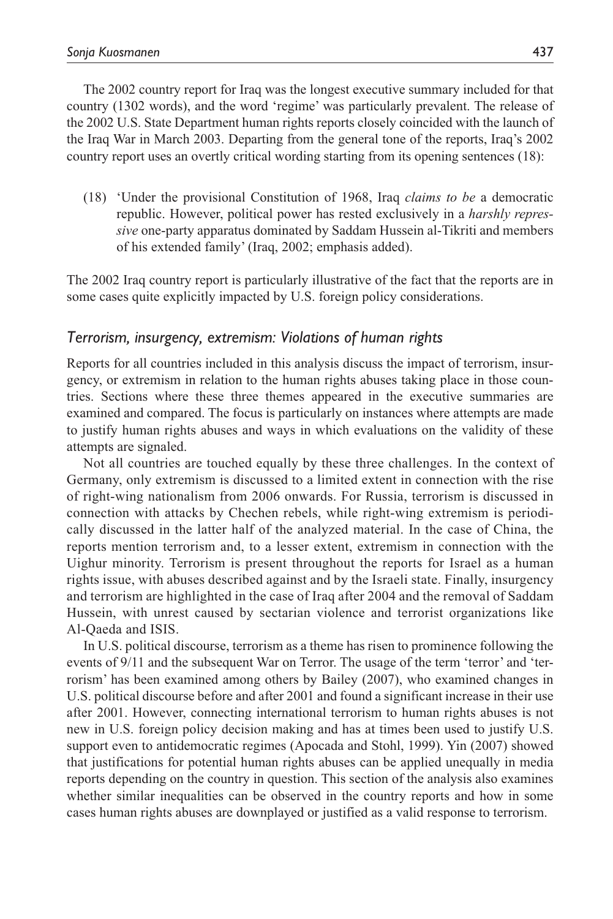The 2002 country report for Iraq was the longest executive summary included for that country (1302 words), and the word 'regime' was particularly prevalent. The release of the 2002 U.S. State Department human rights reports closely coincided with the launch of the Iraq War in March 2003. Departing from the general tone of the reports, Iraq's 2002 country report uses an overtly critical wording starting from its opening sentences (18):

(18) 'Under the provisional Constitution of 1968, Iraq *claims to be* a democratic republic. However, political power has rested exclusively in a *harshly repressive* one-party apparatus dominated by Saddam Hussein al-Tikriti and members of his extended family' (Iraq, 2002; emphasis added).

The 2002 Iraq country report is particularly illustrative of the fact that the reports are in some cases quite explicitly impacted by U.S. foreign policy considerations.

### *Terrorism, insurgency, extremism: Violations of human rights*

Reports for all countries included in this analysis discuss the impact of terrorism, insurgency, or extremism in relation to the human rights abuses taking place in those countries. Sections where these three themes appeared in the executive summaries are examined and compared. The focus is particularly on instances where attempts are made to justify human rights abuses and ways in which evaluations on the validity of these attempts are signaled.

Not all countries are touched equally by these three challenges. In the context of Germany, only extremism is discussed to a limited extent in connection with the rise of right-wing nationalism from 2006 onwards. For Russia, terrorism is discussed in connection with attacks by Chechen rebels, while right-wing extremism is periodically discussed in the latter half of the analyzed material. In the case of China, the reports mention terrorism and, to a lesser extent, extremism in connection with the Uighur minority. Terrorism is present throughout the reports for Israel as a human rights issue, with abuses described against and by the Israeli state. Finally, insurgency and terrorism are highlighted in the case of Iraq after 2004 and the removal of Saddam Hussein, with unrest caused by sectarian violence and terrorist organizations like Al-Qaeda and ISIS.

In U.S. political discourse, terrorism as a theme has risen to prominence following the events of 9/11 and the subsequent War on Terror. The usage of the term 'terror' and 'terrorism' has been examined among others by Bailey (2007), who examined changes in U.S. political discourse before and after 2001 and found a significant increase in their use after 2001. However, connecting international terrorism to human rights abuses is not new in U.S. foreign policy decision making and has at times been used to justify U.S. support even to antidemocratic regimes (Apocada and Stohl, 1999). Yin (2007) showed that justifications for potential human rights abuses can be applied unequally in media reports depending on the country in question. This section of the analysis also examines whether similar inequalities can be observed in the country reports and how in some cases human rights abuses are downplayed or justified as a valid response to terrorism.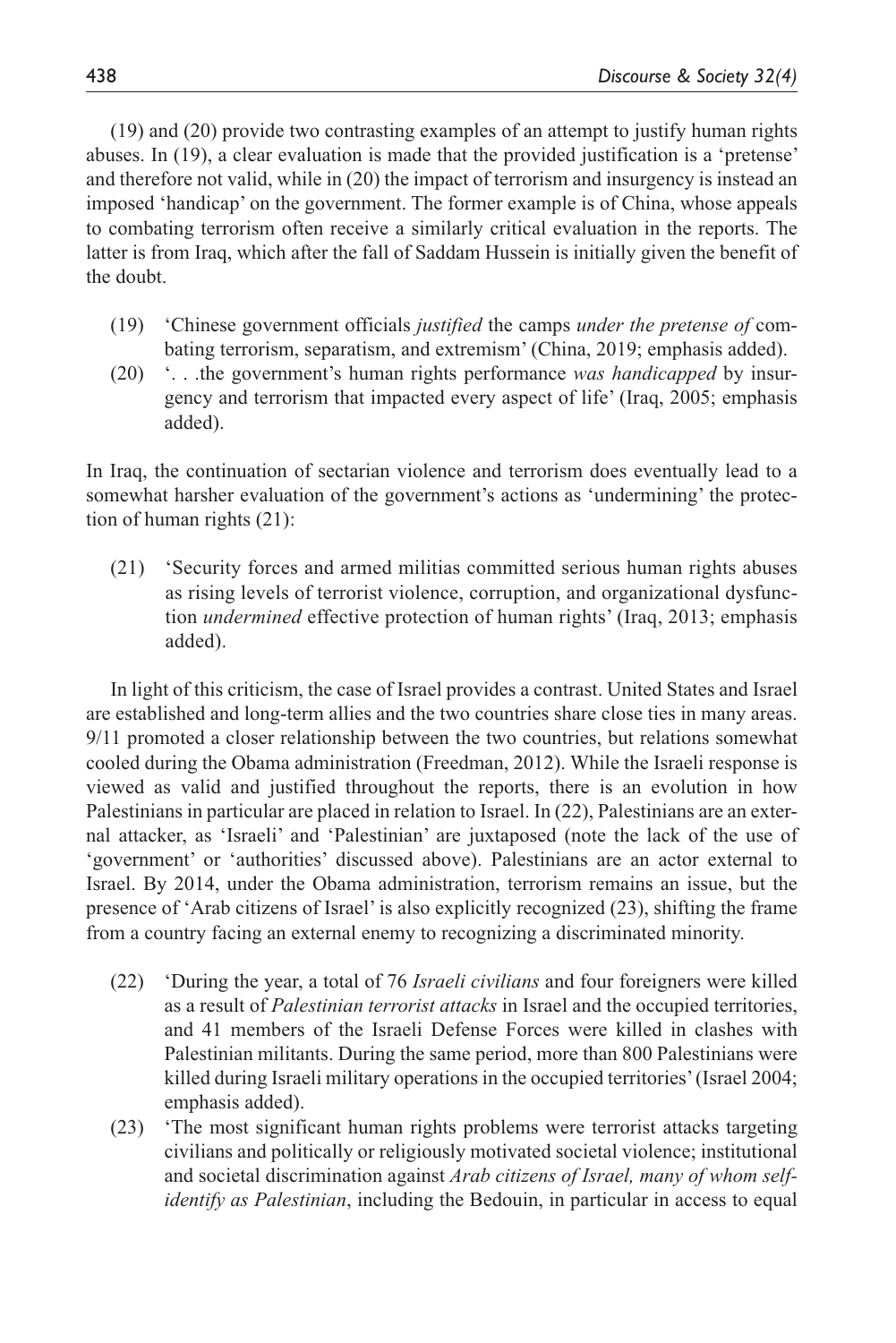(19) and (20) provide two contrasting examples of an attempt to justify human rights abuses. In (19), a clear evaluation is made that the provided justification is a 'pretense' and therefore not valid, while in (20) the impact of terrorism and insurgency is instead an imposed 'handicap' on the government. The former example is of China, whose appeals to combating terrorism often receive a similarly critical evaluation in the reports. The latter is from Iraq, which after the fall of Saddam Hussein is initially given the benefit of the doubt.

(19) 'Chinese government officials *justified* the camps *under the pretense of* combating terrorism, separatism, and extremism' (China, 2019; emphasis added).

(20) '. . .the government's human rights performance *was handicapped* by insurgency and terrorism that impacted every aspect of life' (Iraq, 2005; emphasis added).

In Iraq, the continuation of sectarian violence and terrorism does eventually lead to a somewhat harsher evaluation of the government's actions as 'undermining' the protection of human rights (21):

(21) 'Security forces and armed militias committed serious human rights abuses as rising levels of terrorist violence, corruption, and organizational dysfunction *undermined* effective protection of human rights' (Iraq, 2013; emphasis added).

In light of this criticism, the case of Israel provides a contrast. United States and Israel are established and long-term allies and the two countries share close ties in many areas. 9/11 promoted a closer relationship between the two countries, but relations somewhat cooled during the Obama administration (Freedman, 2012). While the Israeli response is viewed as valid and justified throughout the reports, there is an evolution in how Palestinians in particular are placed in relation to Israel. In (22), Palestinians are an external attacker, as 'Israeli' and 'Palestinian' are juxtaposed (note the lack of the use of 'government' or 'authorities' discussed above). Palestinians are an actor external to Israel. By 2014, under the Obama administration, terrorism remains an issue, but the presence of 'Arab citizens of Israel' is also explicitly recognized (23), shifting the frame from a country facing an external enemy to recognizing a discriminated minority.

(22) 'During the year, a total of 76 *Israeli civilians* and four foreigners were killed as a result of *Palestinian terrorist attacks* in Israel and the occupied territories, and 41 members of the Israeli Defense Forces were killed in clashes with Palestinian militants. During the same period, more than 800 Palestinians were killed during Israeli military operations in the occupied territories' (Israel 2004; emphasis added).

(23) 'The most significant human rights problems were terrorist attacks targeting civilians and politically or religiously motivated societal violence; institutional and societal discrimination against *Arab citizens of Israel, many of whom self-identify as Palestinian*, including the Bedouin, in particular in access to equal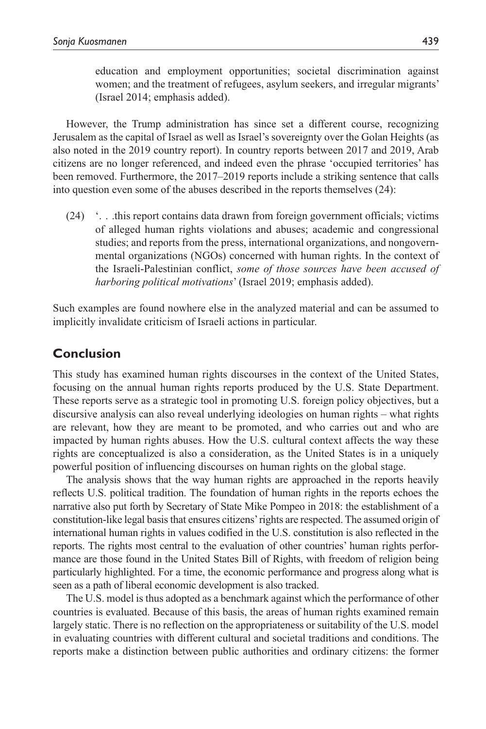education and employment opportunities; societal discrimination against women; and the treatment of refugees, asylum seekers, and irregular migrants' (Israel 2014; emphasis added).

However, the Trump administration has since set a different course, recognizing Jerusalem as the capital of Israel as well as Israel's sovereignty over the Golan Heights (as also noted in the 2019 country report). In country reports between 2017 and 2019, Arab citizens are no longer referenced, and indeed even the phrase 'occupied territories' has been removed. Furthermore, the 2017–2019 reports include a striking sentence that calls into question even some of the abuses described in the reports themselves (24):

(24) '. . .this report contains data drawn from foreign government officials; victims of alleged human rights violations and abuses; academic and congressional studies; and reports from the press, international organizations, and nongovernmental organizations (NGOs) concerned with human rights. In the context of the Israeli-Palestinian conflict, *some of those sources have been accused of harboring political motivations*' (Israel 2019; emphasis added).

Such examples are found nowhere else in the analyzed material and can be assumed to implicitly invalidate criticism of Israeli actions in particular.

## Conclusion

This study has examined human rights discourses in the context of the United States, focusing on the annual human rights reports produced by the U.S. State Department. These reports serve as a strategic tool in promoting U.S. foreign policy objectives, but a discursive analysis can also reveal underlying ideologies on human rights – what rights are relevant, how they are meant to be promoted, and who carries out and who are impacted by human rights abuses. How the U.S. cultural context affects the way these rights are conceptualized is also a consideration, as the United States is in a uniquely powerful position of influencing discourses on human rights on the global stage.

The analysis shows that the way human rights are approached in the reports heavily reflects U.S. political tradition. The foundation of human rights in the reports echoes the narrative also put forth by Secretary of State Mike Pompeo in 2018: the establishment of a constitution-like legal basis that ensures citizens' rights are respected. The assumed origin of international human rights in values codified in the U.S. constitution is also reflected in the reports. The rights most central to the evaluation of other countries' human rights performance are those found in the United States Bill of Rights, with freedom of religion being particularly highlighted. For a time, the economic performance and progress along what is seen as a path of liberal economic development is also tracked.

The U.S. model is thus adopted as a benchmark against which the performance of other countries is evaluated. Because of this basis, the areas of human rights examined remain largely static. There is no reflection on the appropriateness or suitability of the U.S. model in evaluating countries with different cultural and societal traditions and conditions. The reports make a distinction between public authorities and ordinary citizens: the former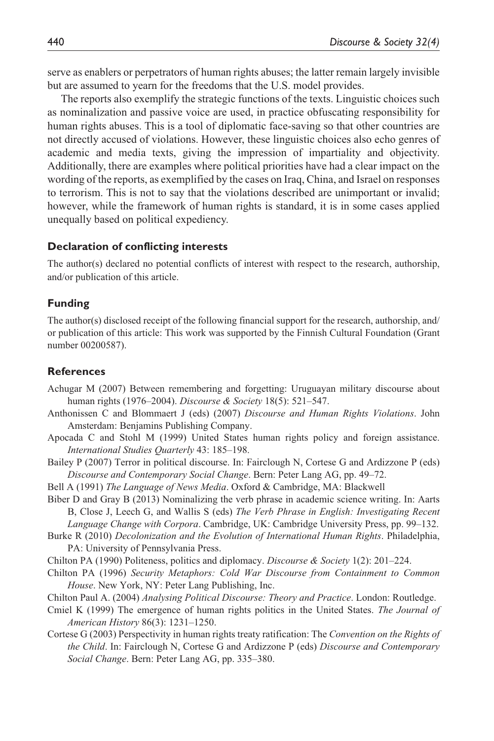serve as enablers or perpetrators of human rights abuses; the latter remain largely invisible but are assumed to yearn for the freedoms that the U.S. model provides.

The reports also exemplify the strategic functions of the texts. Linguistic choices such as nominalization and passive voice are used, in practice obfuscating responsibility for human rights abuses. This is a tool of diplomatic face-saving so that other countries are not directly accused of violations. However, these linguistic choices also echo genres of academic and media texts, giving the impression of impartiality and objectivity. Additionally, there are examples where political priorities have had a clear impact on the wording of the reports, as exemplified by the cases on Iraq, China, and Israel on responses to terrorism. This is not to say that the violations described are unimportant or invalid; however, while the framework of human rights is standard, it is in some cases applied unequally based on political expediency.

### Declaration of conflicting interests

The author(s) declared no potential conflicts of interest with respect to the research, authorship, and/or publication of this article.

### Funding

The author(s) disclosed receipt of the following financial support for the research, authorship, and/or publication of this article: This work was supported by the Finnish Cultural Foundation (Grant number 00200587).

### References

Achugar M (2007) Between remembering and forgetting: Uruguayan military discourse about human rights (1976–2004). *Discourse & Society* 18(5): 521–547.

Anthonissen C and Blommaert J (eds) (2007) *Discourse and Human Rights Violations*. John Amsterdam: Benjamins Publishing Company.

Apocada C and Stohl M (1999) United States human rights policy and foreign assistance. *International Studies Quarterly* 43: 185–198.

Bailey P (2007) Terror in political discourse. In: Fairclough N, Cortese G and Ardizzone P (eds) *Discourse and Contemporary Social Change*. Bern: Peter Lang AG, pp. 49–72.

Bell A (1991) *The Language of News Media*. Oxford & Cambridge, MA: Blackwell

Biber D and Gray B (2013) Nominalizing the verb phrase in academic science writing. In: Aarts B, Close J, Leech G, and Wallis S (eds) *The Verb Phrase in English: Investigating Recent Language Change with Corpora*. Cambridge, UK: Cambridge University Press, pp. 99–132.

Burke R (2010) *Decolonization and the Evolution of International Human Rights*. Philadelphia, PA: University of Pennsylvania Press.

Chilton PA (1990) Politeness, politics and diplomacy. *Discourse & Society* 1(2): 201–224.

Chilton PA (1996) *Security Metaphors: Cold War Discourse from Containment to Common House*. New York, NY: Peter Lang Publishing, Inc.

Chilton Paul A. (2004) *Analysing Political Discourse: Theory and Practice*. London: Routledge.

Cmiel K (1999) The emergence of human rights politics in the United States. *The Journal of American History* 86(3): 1231–1250.

Cortese G (2003) Perspectivity in human rights treaty ratification: The *Convention on the Rights of the Child*. In: Fairclough N, Cortese G and Ardizzone P (eds) *Discourse and Contemporary Social Change*. Bern: Peter Lang AG, pp. 335–380.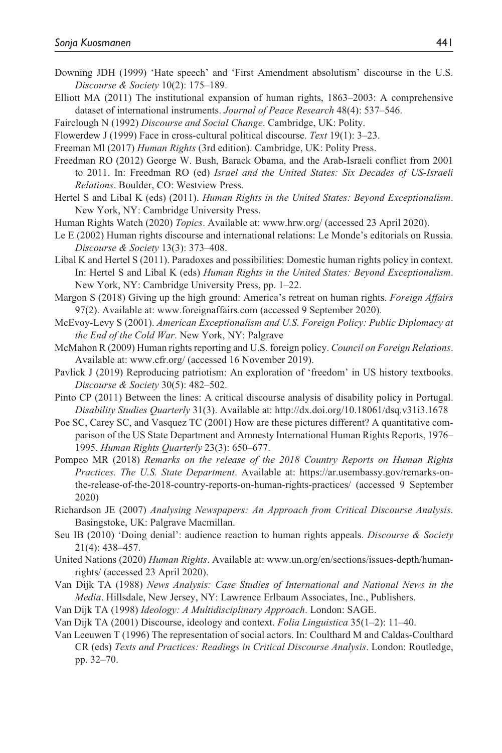Downing JDH (1999) 'Hate speech' and 'First Amendment absolutism' discourse in the U.S. *Discourse & Society* 10(2): 175–189.

Elliott MA (2011) The institutional expansion of human rights, 1863–2003: A comprehensive dataset of international instruments. *Journal of Peace Research* 48(4): 537–546.

Fairclough N (1992) *Discourse and Social Change*. Cambridge, UK: Polity.

Flowerdew J (1999) Face in cross-cultural political discourse. *Text* 19(1): 3–23.

Freeman Ml (2017) *Human Rights* (3rd edition). Cambridge, UK: Polity Press.

Freedman RO (2012) George W. Bush, Barack Obama, and the Arab-Israeli conflict from 2001 to 2011. In: Freedman RO (ed) *Israel and the United States: Six Decades of US-Israeli Relations*. Boulder, CO: Westview Press.

Hertel S and Libal K (eds) (2011). *Human Rights in the United States: Beyond Exceptionalism*. New York, NY: Cambridge University Press.

Human Rights Watch (2020) *Topics*. Available at: www.hrw.org/ (accessed 23 April 2020).

Le E (2002) Human rights discourse and international relations: Le Monde's editorials on Russia. *Discourse & Society* 13(3): 373–408.

Libal K and Hertel S (2011). Paradoxes and possibilities: Domestic human rights policy in context. In: Hertel S and Libal K (eds) *Human Rights in the United States: Beyond Exceptionalism*. New York, NY: Cambridge University Press, pp. 1–22.

Margon S (2018) Giving up the high ground: America's retreat on human rights. *Foreign Affairs* 97(2). Available at: www.foreignaffairs.com (accessed 9 September 2020).

McEvoy-Levy S (2001). *American Exceptionalism and U.S. Foreign Policy: Public Diplomacy at the End of the Cold War*. New York, NY: Palgrave

McMahon R (2009) Human rights reporting and U.S. foreign policy. *Council on Foreign Relations*. Available at: www.cfr.org/ (accessed 16 November 2019).

Pavlick J (2019) Reproducing patriotism: An exploration of 'freedom' in US history textbooks. *Discourse & Society* 30(5): 482–502.

Pinto CP (2011) Between the lines: A critical discourse analysis of disability policy in Portugal. *Disability Studies Quarterly* 31(3). Available at: http://dx.doi.org/10.18061/dsq.v31i3.1678

Poe SC, Carey SC, and Vasquez TC (2001) How are these pictures different? A quantitative comparison of the US State Department and Amnesty International Human Rights Reports, 1976–1995. *Human Rights Quarterly* 23(3): 650–677.

Pompeo MR (2018) *Remarks on the release of the 2018 Country Reports on Human Rights Practices. The U.S. State Department*. Available at: https://ar.usembassy.gov/remarks-on-the-release-of-the-2018-country-reports-on-human-rights-practices/ (accessed 9 September 2020)

Richardson JE (2007) *Analysing Newspapers: An Approach from Critical Discourse Analysis*. Basingstoke, UK: Palgrave Macmillan.

Seu IB (2010) 'Doing denial': audience reaction to human rights appeals. *Discourse & Society* 21(4): 438–457.

United Nations (2020) *Human Rights*. Available at: www.un.org/en/sections/issues-depth/human-rights/ (accessed 23 April 2020).

Van Dijk TA (1988) *News Analysis: Case Studies of International and National News in the Media*. Hillsdale, New Jersey, NY: Lawrence Erlbaum Associates, Inc., Publishers.

Van Dijk TA (1998) *Ideology: A Multidisciplinary Approach*. London: SAGE.

Van Dijk TA (2001) Discourse, ideology and context. *Folia Linguistica* 35(1–2): 11–40.

Van Leeuwen T (1996) The representation of social actors. In: Coulthard M and Caldas-Coulthard CR (eds) *Texts and Practices: Readings in Critical Discourse Analysis*. London: Routledge, pp. 32–70.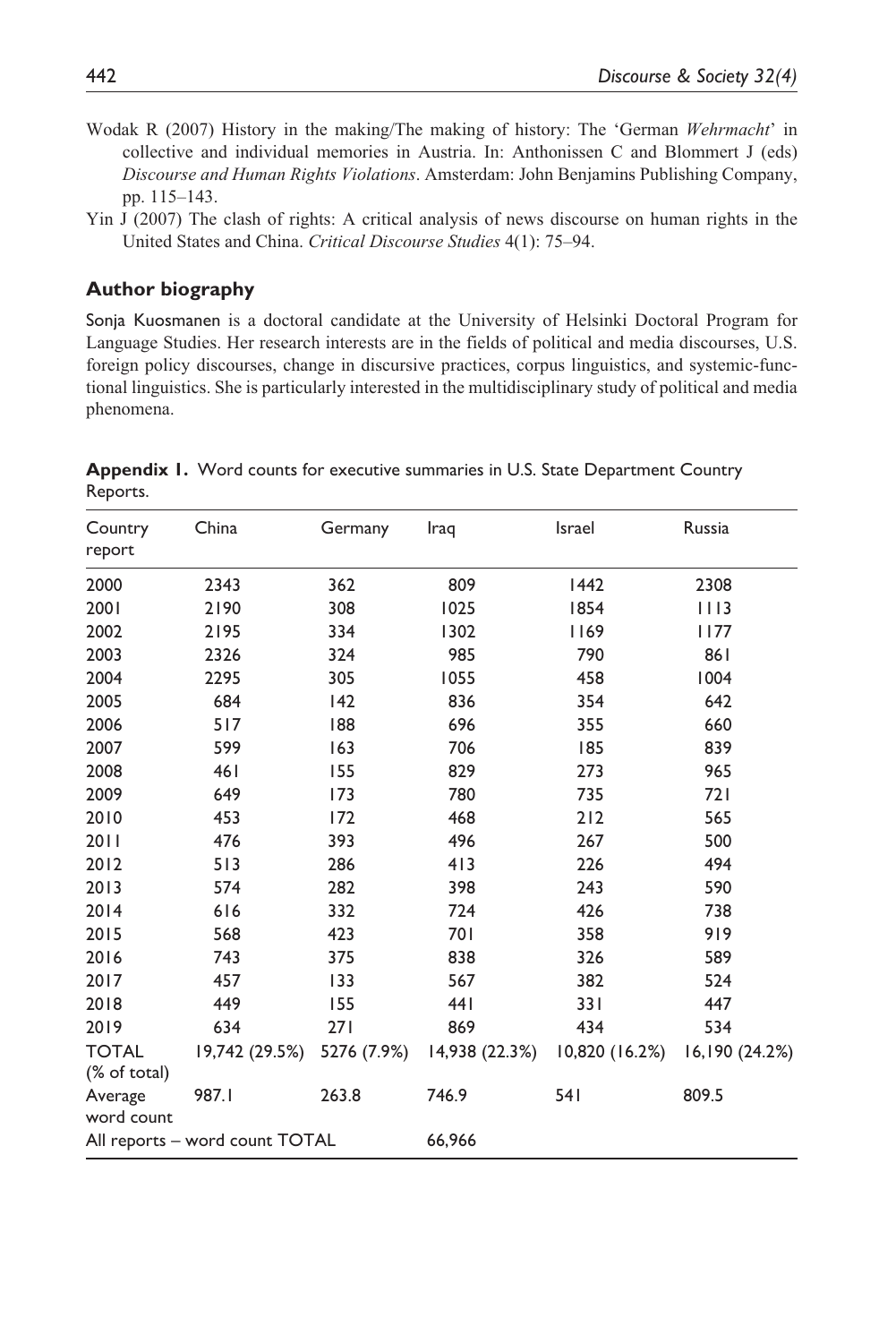Wodak R (2007) History in the making/The making of history: The 'German *Wehrmacht*' in collective and individual memories in Austria. In: Anthonissen C and Blommert J (eds) *Discourse and Human Rights Violations*. Amsterdam: John Benjamins Publishing Company, pp. 115–143.

Yin J (2007) The clash of rights: A critical analysis of news discourse on human rights in the United States and China. *Critical Discourse Studies* 4(1): 75–94.

## Author biography

Sonja Kuosmanen is a doctoral candidate at the University of Helsinki Doctoral Program for Language Studies. Her research interests are in the fields of political and media discourses, U.S. foreign policy discourses, change in discursive practices, corpus linguistics, and systemic-functional linguistics. She is particularly interested in the multidisciplinary study of political and media phenomena.

**Appendix 1.** Word counts for executive summaries in U.S. State Department Country Reports.

| Country report | China | Germany | Iraq | Israel | Russia |
|---|---|---|---|---|---|
| 2000 | 2343 | 362 | 809 | 1442 | 2308 |
| 2001 | 2190 | 308 | 1025 | 1854 | 1113 |
| 2002 | 2195 | 334 | 1302 | 1169 | 1177 |
| 2003 | 2326 | 324 | 985 | 790 | 861 |
| 2004 | 2295 | 305 | 1055 | 458 | 1004 |
| 2005 | 684 | 142 | 836 | 354 | 642 |
| 2006 | 517 | 188 | 696 | 355 | 660 |
| 2007 | 599 | 163 | 706 | 185 | 839 |
| 2008 | 461 | 155 | 829 | 273 | 965 |
| 2009 | 649 | 173 | 780 | 735 | 721 |
| 2010 | 453 | 172 | 468 | 212 | 565 |
| 2011 | 476 | 393 | 496 | 267 | 500 |
| 2012 | 513 | 286 | 413 | 226 | 494 |
| 2013 | 574 | 282 | 398 | 243 | 590 |
| 2014 | 616 | 332 | 724 | 426 | 738 |
| 2015 | 568 | 423 | 701 | 358 | 919 |
| 2016 | 743 | 375 | 838 | 326 | 589 |
| 2017 | 457 | 133 | 567 | 382 | 524 |
| 2018 | 449 | 155 | 441 | 331 | 447 |
| 2019 | 634 | 271 | 869 | 434 | 534 |
| TOTAL (% of total) | 19,742 (29.5%) | 5276 (7.9%) | 14,938 (22.3%) | 10,820 (16.2%) | 16,190 (24.2%) |
| Average word count | 987.1 | 263.8 | 746.9 | 541 | 809.5 |
| All reports – word count TOTAL | | | 66,966 | | |